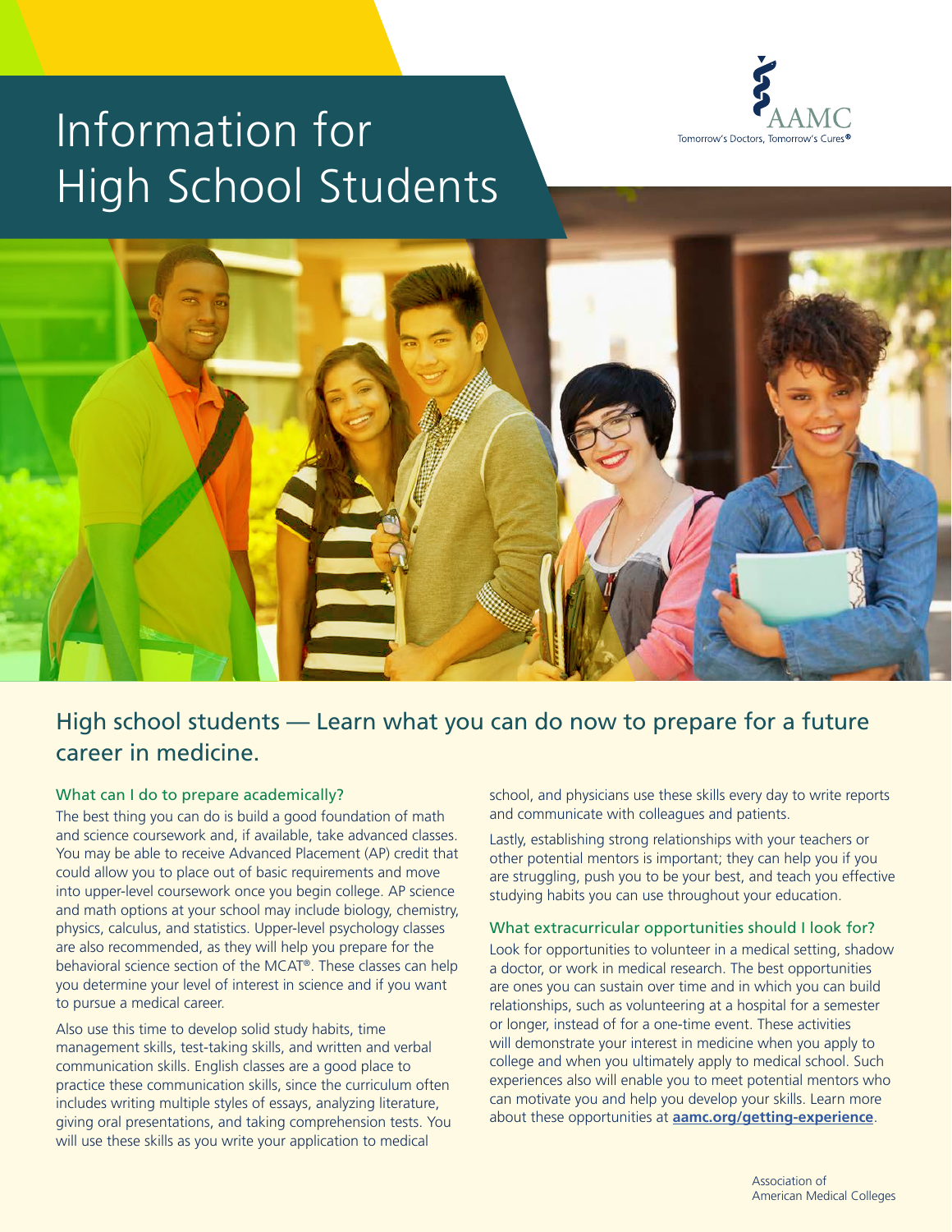# Information for High School Students

AAMC
Tomorrow's Doctors, Tomorrow's Cures®

## High school students — Learn what you can do now to prepare for a future career in medicine.

### What can I do to prepare academically?

The best thing you can do is build a good foundation of math and science coursework and, if available, take advanced classes. You may be able to receive Advanced Placement (AP) credit that could allow you to place out of basic requirements and move into upper-level coursework once you begin college. AP science and math options at your school may include biology, chemistry, physics, calculus, and statistics. Upper-level psychology classes are also recommended, as they will help you prepare for the behavioral science section of the MCAT®. These classes can help you determine your level of interest in science and if you want to pursue a medical career.

Also use this time to develop solid study habits, time management skills, test-taking skills, and written and verbal communication skills. English classes are a good place to practice these communication skills, since the curriculum often includes writing multiple styles of essays, analyzing literature, giving oral presentations, and taking comprehension tests. You will use these skills as you write your application to medical school, and physicians use these skills every day to write reports and communicate with colleagues and patients.

Lastly, establishing strong relationships with your teachers or other potential mentors is important; they can help you if you are struggling, push you to be your best, and teach you effective studying habits you can use throughout your education.

### What extracurricular opportunities should I look for?

Look for opportunities to volunteer in a medical setting, shadow a doctor, or work in medical research. The best opportunities are ones you can sustain over time and in which you can build relationships, such as volunteering at a hospital for a semester or longer, instead of for a one-time event. These activities will demonstrate your interest in medicine when you apply to college and when you ultimately apply to medical school. Such experiences also will enable you to meet potential mentors who can motivate you and help you develop your skills. Learn more about these opportunities at **aamc.org/getting-experience**.

Association of American Medical Colleges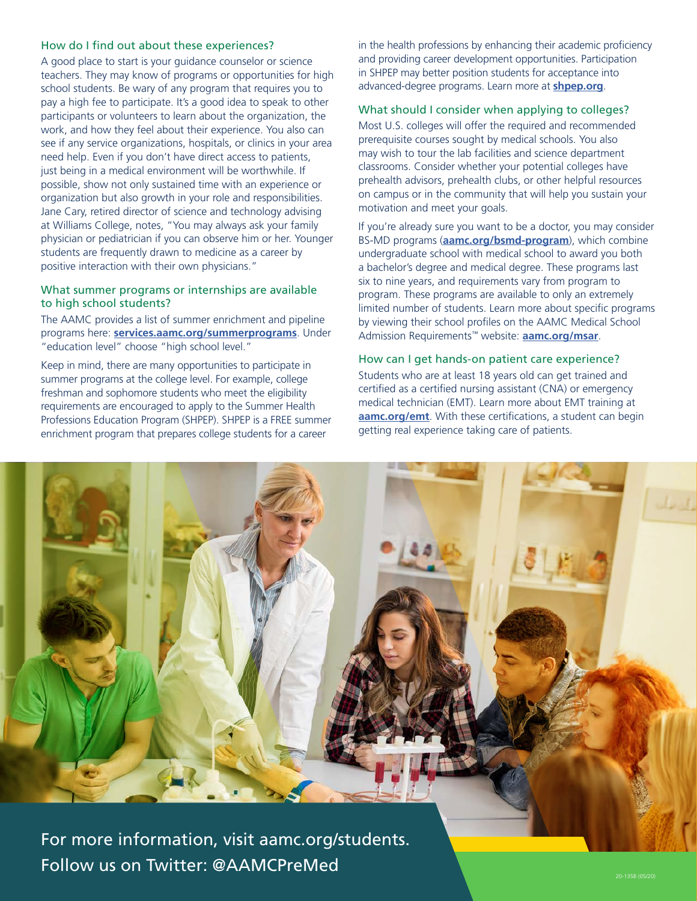## How do I find out about these experiences?

A good place to start is your guidance counselor or science teachers. They may know of programs or opportunities for high school students. Be wary of any program that requires you to pay a high fee to participate. It's a good idea to speak to other participants or volunteers to learn about the organization, the work, and how they feel about their experience. You also can see if any service organizations, hospitals, or clinics in your area need help. Even if you don't have direct access to patients, just being in a medical environment will be worthwhile. If possible, show not only sustained time with an experience or organization but also growth in your role and responsibilities. Jane Cary, retired director of science and technology advising at Williams College, notes, "You may always ask your family physician or pediatrician if you can observe him or her. Younger students are frequently drawn to medicine as a career by positive interaction with their own physicians."

## What summer programs or internships are available to high school students?

The AAMC provides a list of summer enrichment and pipeline programs here: **services.aamc.org/summerprograms**. Under "education level" choose "high school level."

Keep in mind, there are many opportunities to participate in summer programs at the college level. For example, college freshman and sophomore students who meet the eligibility requirements are encouraged to apply to the Summer Health Professions Education Program (SHPEP). SHPEP is a FREE summer enrichment program that prepares college students for a career in the health professions by enhancing their academic proficiency and providing career development opportunities. Participation in SHPEP may better position students for acceptance into advanced-degree programs. Learn more at **shpep.org**.

## What should I consider when applying to colleges?

Most U.S. colleges will offer the required and recommended prerequisite courses sought by medical schools. You also may wish to tour the lab facilities and science department classrooms. Consider whether your potential colleges have prehealth advisors, prehealth clubs, or other helpful resources on campus or in the community that will help you sustain your motivation and meet your goals.

If you're already sure you want to be a doctor, you may consider BS-MD programs (**aamc.org/bsmd-program**), which combine undergraduate school with medical school to award you both a bachelor's degree and medical degree. These programs last six to nine years, and requirements vary from program to program. These programs are available to only an extremely limited number of students. Learn more about specific programs by viewing their school profiles on the AAMC Medical School Admission Requirements™ website: **aamc.org/msar**.

## How can I get hands-on patient care experience?

Students who are at least 18 years old can get trained and certified as a certified nursing assistant (CNA) or emergency medical technician (EMT). Learn more about EMT training at **aamc.org/emt**. With these certifications, a student can begin getting real experience taking care of patients.

For more information, visit aamc.org/students.
Follow us on Twitter: @AAMCPreMed

20-1358 (05/20)